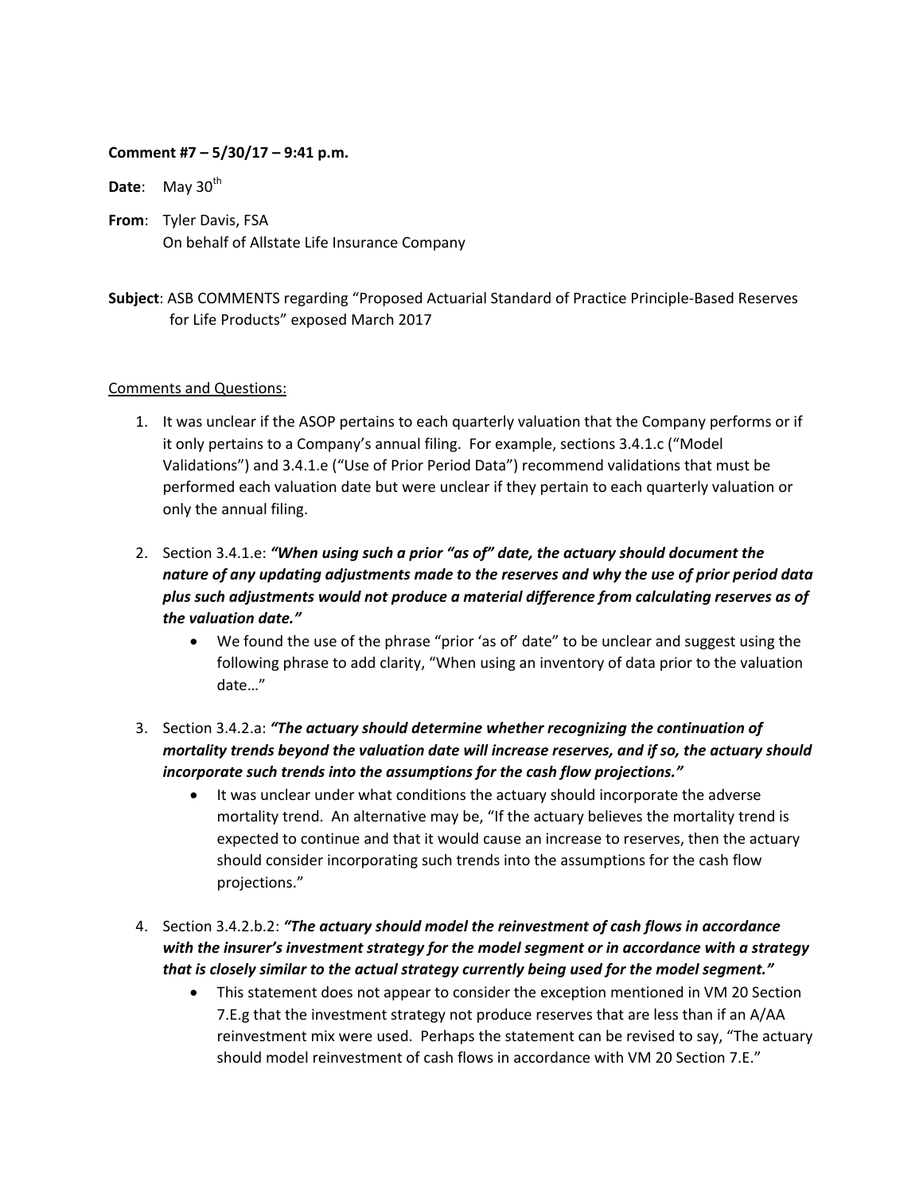**Comment #7 – 5/30/17 – 9:41 p.m.**

**Date**: May 30th

**From**: Tyler Davis, FSA
On behalf of Allstate Life Insurance Company

**Subject**: ASB COMMENTS regarding "Proposed Actuarial Standard of Practice Principle-Based Reserves for Life Products" exposed March 2017

Comments and Questions:

1. It was unclear if the ASOP pertains to each quarterly valuation that the Company performs or if it only pertains to a Company's annual filing. For example, sections 3.4.1.c ("Model Validations") and 3.4.1.e ("Use of Prior Period Data") recommend validations that must be performed each valuation date but were unclear if they pertain to each quarterly valuation or only the annual filing.

2. Section 3.4.1.e: ***"When using such a prior "as of" date, the actuary should document the nature of any updating adjustments made to the reserves and why the use of prior period data plus such adjustments would not produce a material difference from calculating reserves as of the valuation date."***
   - We found the use of the phrase "prior 'as of' date" to be unclear and suggest using the following phrase to add clarity, "When using an inventory of data prior to the valuation date…"

3. Section 3.4.2.a: ***"The actuary should determine whether recognizing the continuation of mortality trends beyond the valuation date will increase reserves, and if so, the actuary should incorporate such trends into the assumptions for the cash flow projections."***
   - It was unclear under what conditions the actuary should incorporate the adverse mortality trend. An alternative may be, "If the actuary believes the mortality trend is expected to continue and that it would cause an increase to reserves, then the actuary should consider incorporating such trends into the assumptions for the cash flow projections."

4. Section 3.4.2.b.2: ***"The actuary should model the reinvestment of cash flows in accordance with the insurer's investment strategy for the model segment or in accordance with a strategy that is closely similar to the actual strategy currently being used for the model segment."***
   - This statement does not appear to consider the exception mentioned in VM 20 Section 7.E.g that the investment strategy not produce reserves that are less than if an A/AA reinvestment mix were used. Perhaps the statement can be revised to say, "The actuary should model reinvestment of cash flows in accordance with VM 20 Section 7.E."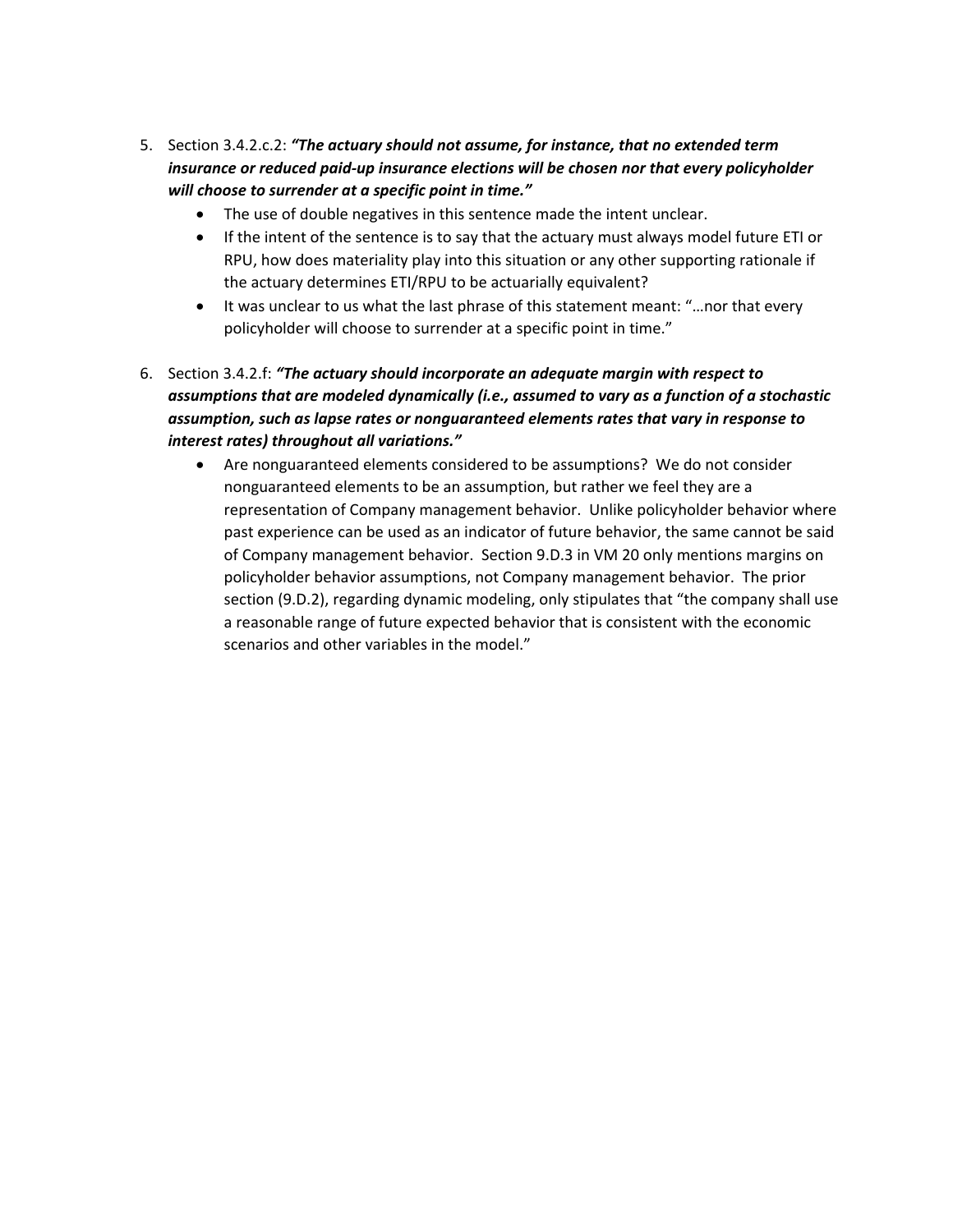5. Section 3.4.2.c.2: ***"The actuary should not assume, for instance, that no extended term insurance or reduced paid-up insurance elections will be chosen nor that every policyholder will choose to surrender at a specific point in time."***
    - The use of double negatives in this sentence made the intent unclear.
    - If the intent of the sentence is to say that the actuary must always model future ETI or RPU, how does materiality play into this situation or any other supporting rationale if the actuary determines ETI/RPU to be actuarially equivalent?
    - It was unclear to us what the last phrase of this statement meant: "…nor that every policyholder will choose to surrender at a specific point in time."

6. Section 3.4.2.f: ***"The actuary should incorporate an adequate margin with respect to assumptions that are modeled dynamically (i.e., assumed to vary as a function of a stochastic assumption, such as lapse rates or nonguaranteed elements rates that vary in response to interest rates) throughout all variations."***
    - Are nonguaranteed elements considered to be assumptions? We do not consider nonguaranteed elements to be an assumption, but rather we feel they are a representation of Company management behavior. Unlike policyholder behavior where past experience can be used as an indicator of future behavior, the same cannot be said of Company management behavior. Section 9.D.3 in VM 20 only mentions margins on policyholder behavior assumptions, not Company management behavior. The prior section (9.D.2), regarding dynamic modeling, only stipulates that "the company shall use a reasonable range of future expected behavior that is consistent with the economic scenarios and other variables in the model."